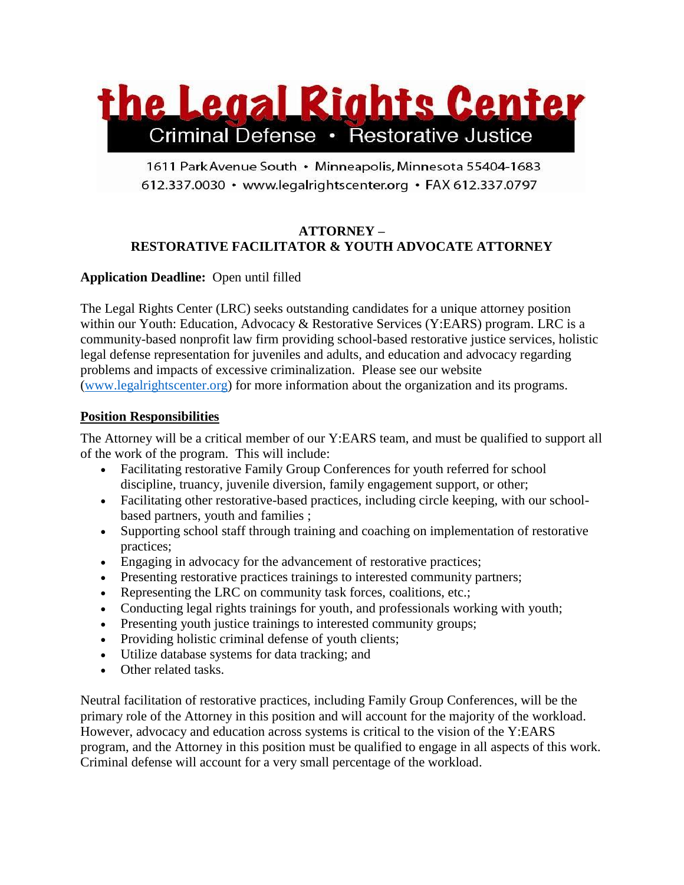# the Legal Rights Center

Criminal Defense • Restorative Justice

1611 Park Avenue South • Minneapolis, Minnesota 55404-1683
612.337.0030 • www.legalrightscenter.org • FAX 612.337.0797

## ATTORNEY –
## RESTORATIVE FACILITATOR & YOUTH ADVOCATE ATTORNEY

**Application Deadline:** Open until filled

The Legal Rights Center (LRC) seeks outstanding candidates for a unique attorney position within our Youth: Education, Advocacy & Restorative Services (Y:EARS) program. LRC is a community-based nonprofit law firm providing school-based restorative justice services, holistic legal defense representation for juveniles and adults, and education and advocacy regarding problems and impacts of excessive criminalization. Please see our website ([www.legalrightscenter.org](www.legalrightscenter.org)) for more information about the organization and its programs.

### Position Responsibilities

The Attorney will be a critical member of our Y:EARS team, and must be qualified to support all of the work of the program. This will include:

- Facilitating restorative Family Group Conferences for youth referred for school discipline, truancy, juvenile diversion, family engagement support, or other;
- Facilitating other restorative-based practices, including circle keeping, with our school-based partners, youth and families ;
- Supporting school staff through training and coaching on implementation of restorative practices;
- Engaging in advocacy for the advancement of restorative practices;
- Presenting restorative practices trainings to interested community partners;
- Representing the LRC on community task forces, coalitions, etc.;
- Conducting legal rights trainings for youth, and professionals working with youth;
- Presenting youth justice trainings to interested community groups;
- Providing holistic criminal defense of youth clients;
- Utilize database systems for data tracking; and
- Other related tasks.

Neutral facilitation of restorative practices, including Family Group Conferences, will be the primary role of the Attorney in this position and will account for the majority of the workload. However, advocacy and education across systems is critical to the vision of the Y:EARS program, and the Attorney in this position must be qualified to engage in all aspects of this work. Criminal defense will account for a very small percentage of the workload.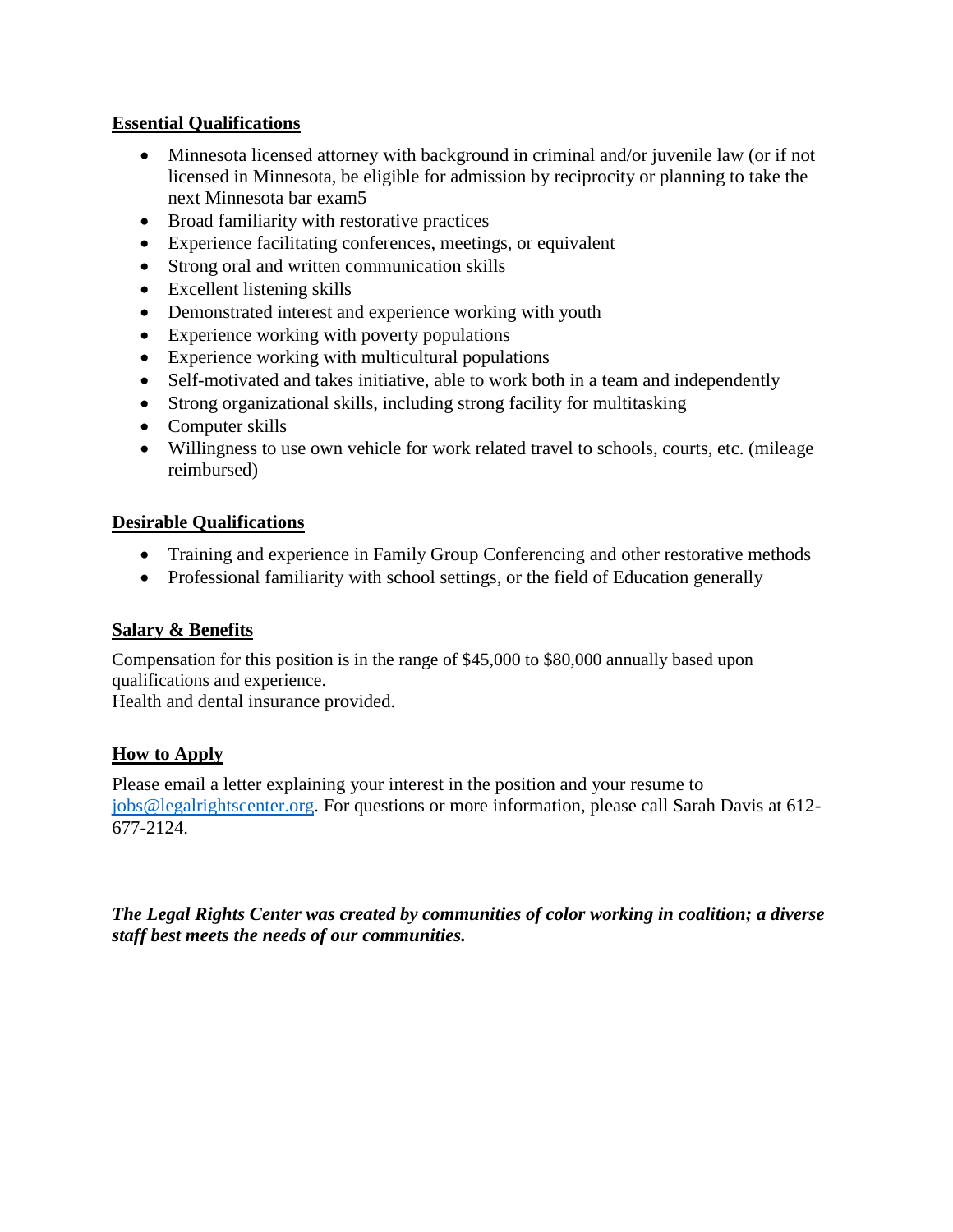## Essential Qualifications

- Minnesota licensed attorney with background in criminal and/or juvenile law (or if not licensed in Minnesota, be eligible for admission by reciprocity or planning to take the next Minnesota bar exam5
- Broad familiarity with restorative practices
- Experience facilitating conferences, meetings, or equivalent
- Strong oral and written communication skills
- Excellent listening skills
- Demonstrated interest and experience working with youth
- Experience working with poverty populations
- Experience working with multicultural populations
- Self-motivated and takes initiative, able to work both in a team and independently
- Strong organizational skills, including strong facility for multitasking
- Computer skills
- Willingness to use own vehicle for work related travel to schools, courts, etc. (mileage reimbursed)

## Desirable Qualifications

- Training and experience in Family Group Conferencing and other restorative methods
- Professional familiarity with school settings, or the field of Education generally

## Salary & Benefits

Compensation for this position is in the range of $45,000 to $80,000 annually based upon qualifications and experience.
Health and dental insurance provided.

## How to Apply

Please email a letter explaining your interest in the position and your resume to jobs@legalrightscenter.org. For questions or more information, please call Sarah Davis at 612-677-2124.

***The Legal Rights Center was created by communities of color working in coalition; a diverse staff best meets the needs of our communities.***